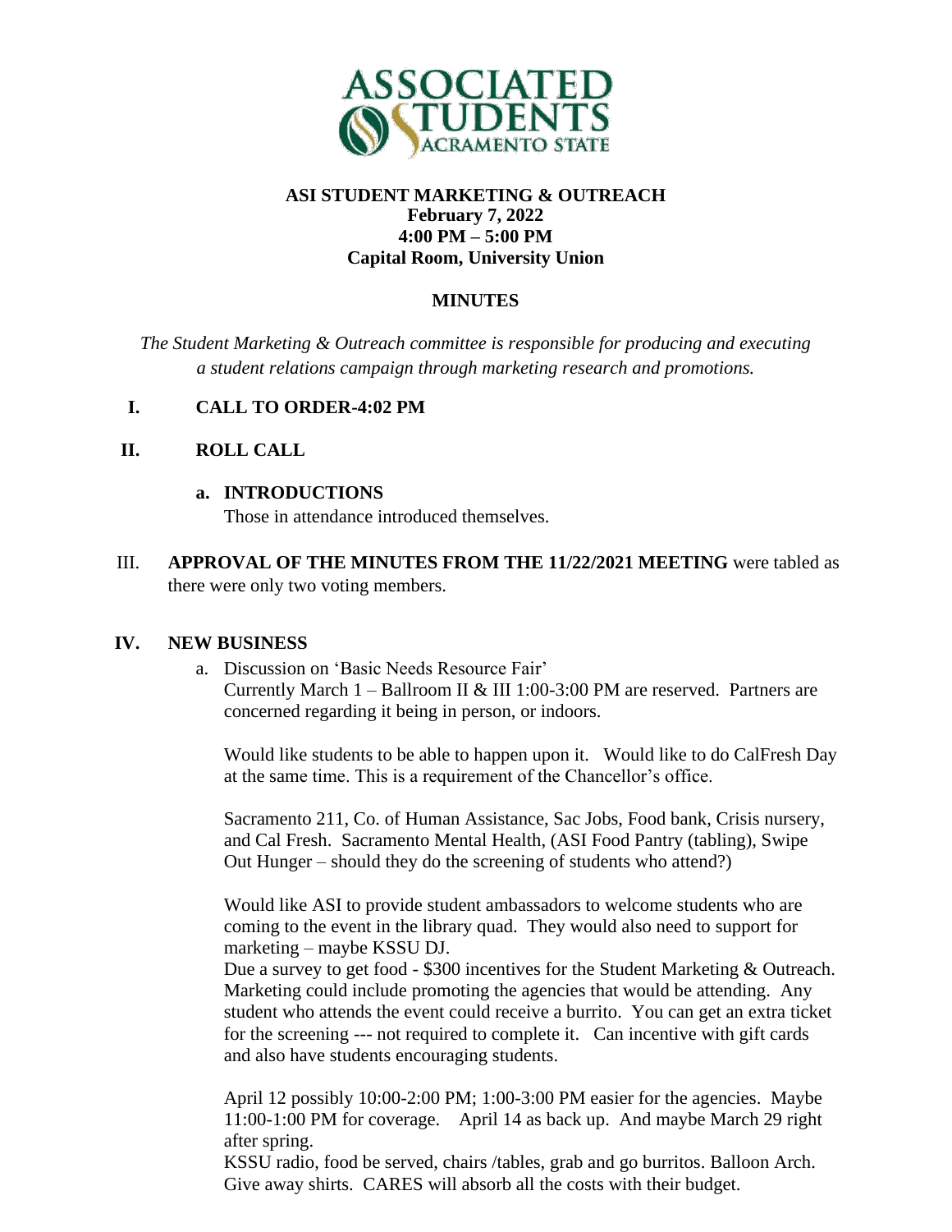**ASI STUDENT MARKETING & OUTREACH**
**February 7, 2022**
**4:00 PM – 5:00 PM**
**Capital Room, University Union**

**MINUTES**

*The Student Marketing & Outreach committee is responsible for producing and executing a student relations campaign through marketing research and promotions.*

**I. CALL TO ORDER-4:02 PM**

**II. ROLL CALL**

**a. INTRODUCTIONS**
Those in attendance introduced themselves.

III. **APPROVAL OF THE MINUTES FROM THE 11/22/2021 MEETING** were tabled as there were only two voting members.

**IV. NEW BUSINESS**

a. Discussion on 'Basic Needs Resource Fair'
Currently March 1 – Ballroom II & III 1:00-3:00 PM are reserved. Partners are concerned regarding it being in person, or indoors.

Would like students to be able to happen upon it. Would like to do CalFresh Day at the same time. This is a requirement of the Chancellor's office.

Sacramento 211, Co. of Human Assistance, Sac Jobs, Food bank, Crisis nursery, and Cal Fresh. Sacramento Mental Health, (ASI Food Pantry (tabling), Swipe Out Hunger – should they do the screening of students who attend?)

Would like ASI to provide student ambassadors to welcome students who are coming to the event in the library quad. They would also need to support for marketing – maybe KSSU DJ.
Due a survey to get food - $300 incentives for the Student Marketing & Outreach. Marketing could include promoting the agencies that would be attending. Any student who attends the event could receive a burrito. You can get an extra ticket for the screening --- not required to complete it. Can incentive with gift cards and also have students encouraging students.

April 12 possibly 10:00-2:00 PM; 1:00-3:00 PM easier for the agencies. Maybe 11:00-1:00 PM for coverage. April 14 as back up. And maybe March 29 right after spring.
KSSU radio, food be served, chairs /tables, grab and go burritos. Balloon Arch. Give away shirts. CARES will absorb all the costs with their budget.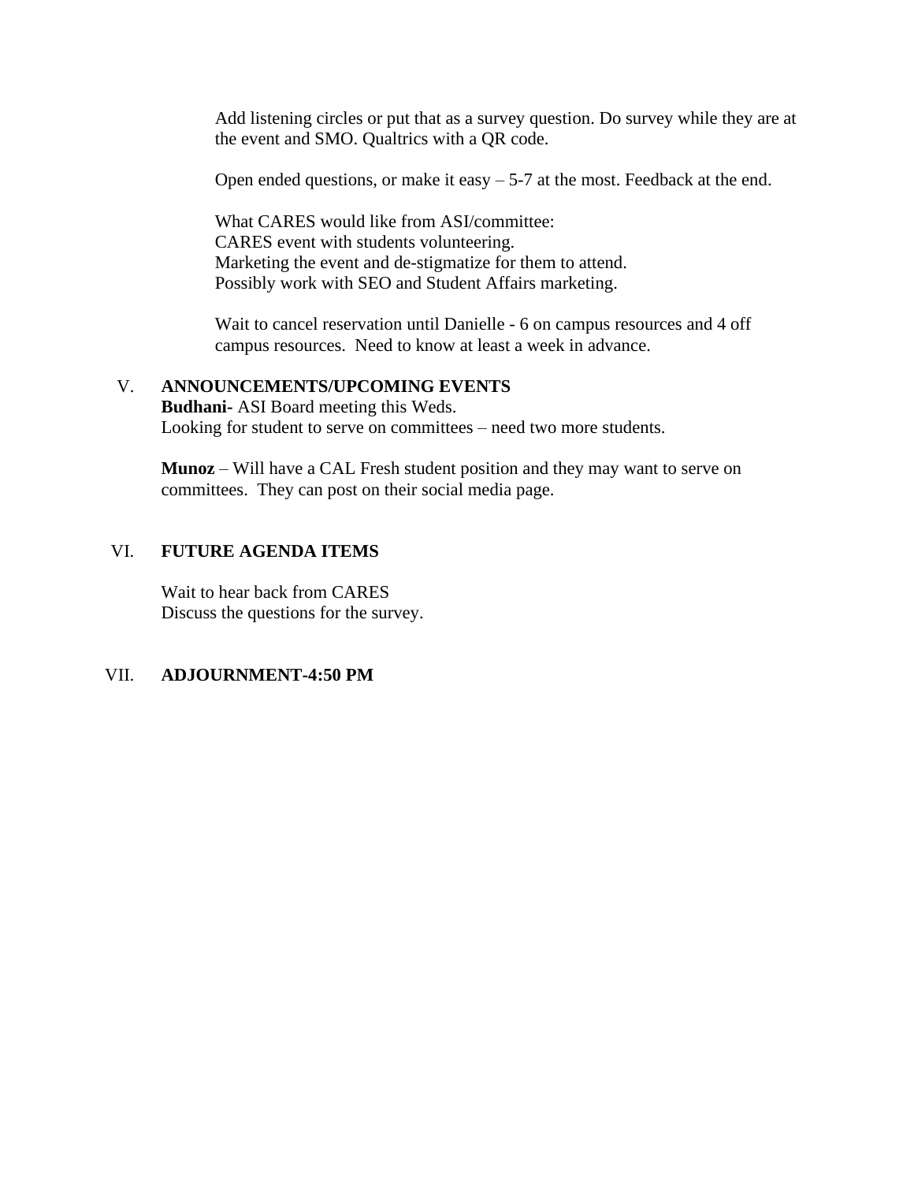Add listening circles or put that as a survey question. Do survey while they are at the event and SMO. Qualtrics with a QR code.

Open ended questions, or make it easy – 5-7 at the most. Feedback at the end.

What CARES would like from ASI/committee:
CARES event with students volunteering.
Marketing the event and de-stigmatize for them to attend.
Possibly work with SEO and Student Affairs marketing.

Wait to cancel reservation until Danielle - 6 on campus resources and 4 off campus resources. Need to know at least a week in advance.

## V. ANNOUNCEMENTS/UPCOMING EVENTS

**Budhani-** ASI Board meeting this Weds.
Looking for student to serve on committees – need two more students.

**Munoz** – Will have a CAL Fresh student position and they may want to serve on committees. They can post on their social media page.

## VI. FUTURE AGENDA ITEMS

Wait to hear back from CARES
Discuss the questions for the survey.

## VII. ADJOURNMENT-4:50 PM